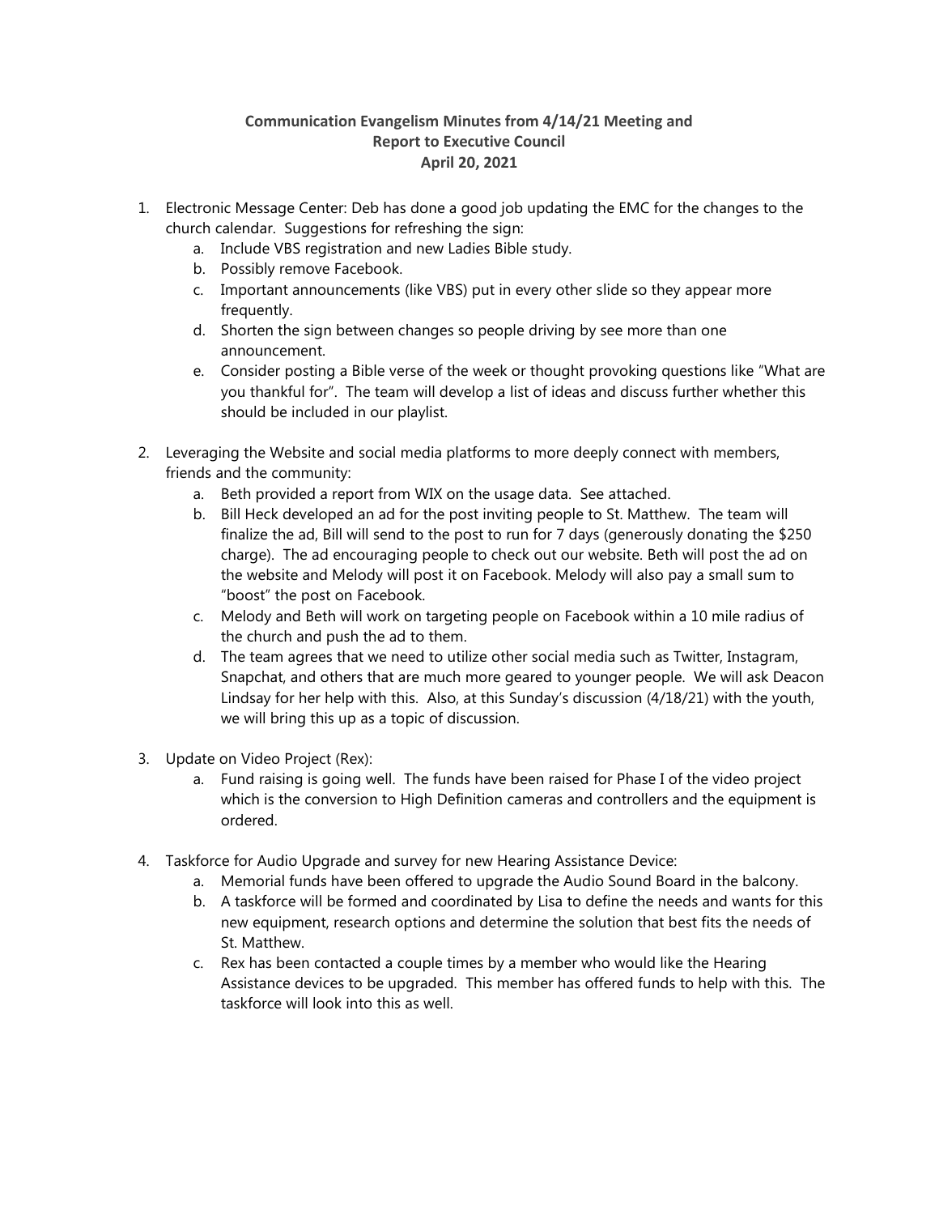**Communication Evangelism Minutes from 4/14/21 Meeting and Report to Executive Council April 20, 2021**

1. Electronic Message Center: Deb has done a good job updating the EMC for the changes to the church calendar. Suggestions for refreshing the sign:
   a. Include VBS registration and new Ladies Bible study.
   b. Possibly remove Facebook.
   c. Important announcements (like VBS) put in every other slide so they appear more frequently.
   d. Shorten the sign between changes so people driving by see more than one announcement.
   e. Consider posting a Bible verse of the week or thought provoking questions like "What are you thankful for". The team will develop a list of ideas and discuss further whether this should be included in our playlist.

2. Leveraging the Website and social media platforms to more deeply connect with members, friends and the community:
   a. Beth provided a report from WIX on the usage data. See attached.
   b. Bill Heck developed an ad for the post inviting people to St. Matthew. The team will finalize the ad, Bill will send to the post to run for 7 days (generously donating the $250 charge). The ad encouraging people to check out our website. Beth will post the ad on the website and Melody will post it on Facebook. Melody will also pay a small sum to "boost" the post on Facebook.
   c. Melody and Beth will work on targeting people on Facebook within a 10 mile radius of the church and push the ad to them.
   d. The team agrees that we need to utilize other social media such as Twitter, Instagram, Snapchat, and others that are much more geared to younger people. We will ask Deacon Lindsay for her help with this. Also, at this Sunday's discussion (4/18/21) with the youth, we will bring this up as a topic of discussion.

3. Update on Video Project (Rex):
   a. Fund raising is going well. The funds have been raised for Phase I of the video project which is the conversion to High Definition cameras and controllers and the equipment is ordered.

4. Taskforce for Audio Upgrade and survey for new Hearing Assistance Device:
   a. Memorial funds have been offered to upgrade the Audio Sound Board in the balcony.
   b. A taskforce will be formed and coordinated by Lisa to define the needs and wants for this new equipment, research options and determine the solution that best fits the needs of St. Matthew.
   c. Rex has been contacted a couple times by a member who would like the Hearing Assistance devices to be upgraded. This member has offered funds to help with this. The taskforce will look into this as well.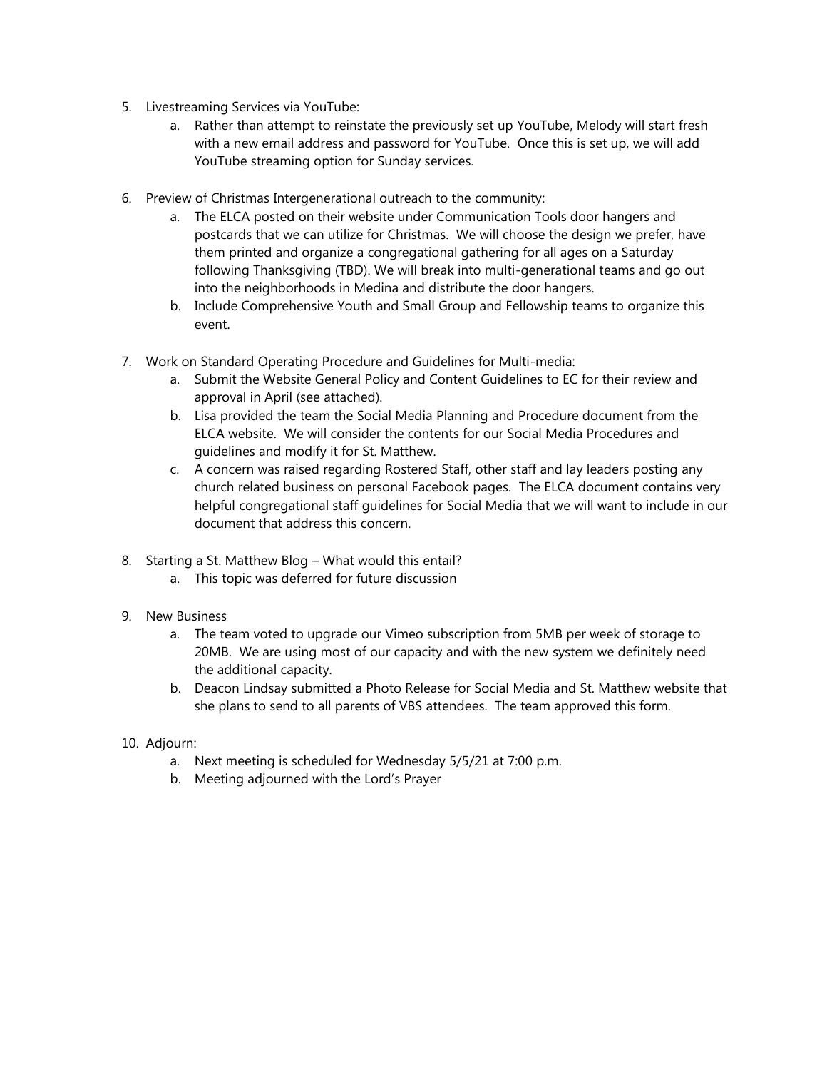5. Livestreaming Services via YouTube:
    a. Rather than attempt to reinstate the previously set up YouTube, Melody will start fresh with a new email address and password for YouTube. Once this is set up, we will add YouTube streaming option for Sunday services.

6. Preview of Christmas Intergenerational outreach to the community:
    a. The ELCA posted on their website under Communication Tools door hangers and postcards that we can utilize for Christmas. We will choose the design we prefer, have them printed and organize a congregational gathering for all ages on a Saturday following Thanksgiving (TBD). We will break into multi-generational teams and go out into the neighborhoods in Medina and distribute the door hangers.
    b. Include Comprehensive Youth and Small Group and Fellowship teams to organize this event.

7. Work on Standard Operating Procedure and Guidelines for Multi-media:
    a. Submit the Website General Policy and Content Guidelines to EC for their review and approval in April (see attached).
    b. Lisa provided the team the Social Media Planning and Procedure document from the ELCA website. We will consider the contents for our Social Media Procedures and guidelines and modify it for St. Matthew.
    c. A concern was raised regarding Rostered Staff, other staff and lay leaders posting any church related business on personal Facebook pages. The ELCA document contains very helpful congregational staff guidelines for Social Media that we will want to include in our document that address this concern.

8. Starting a St. Matthew Blog – What would this entail?
    a. This topic was deferred for future discussion

9. New Business
    a. The team voted to upgrade our Vimeo subscription from 5MB per week of storage to 20MB. We are using most of our capacity and with the new system we definitely need the additional capacity.
    b. Deacon Lindsay submitted a Photo Release for Social Media and St. Matthew website that she plans to send to all parents of VBS attendees. The team approved this form.

10. Adjourn:
    a. Next meeting is scheduled for Wednesday 5/5/21 at 7:00 p.m.
    b. Meeting adjourned with the Lord's Prayer